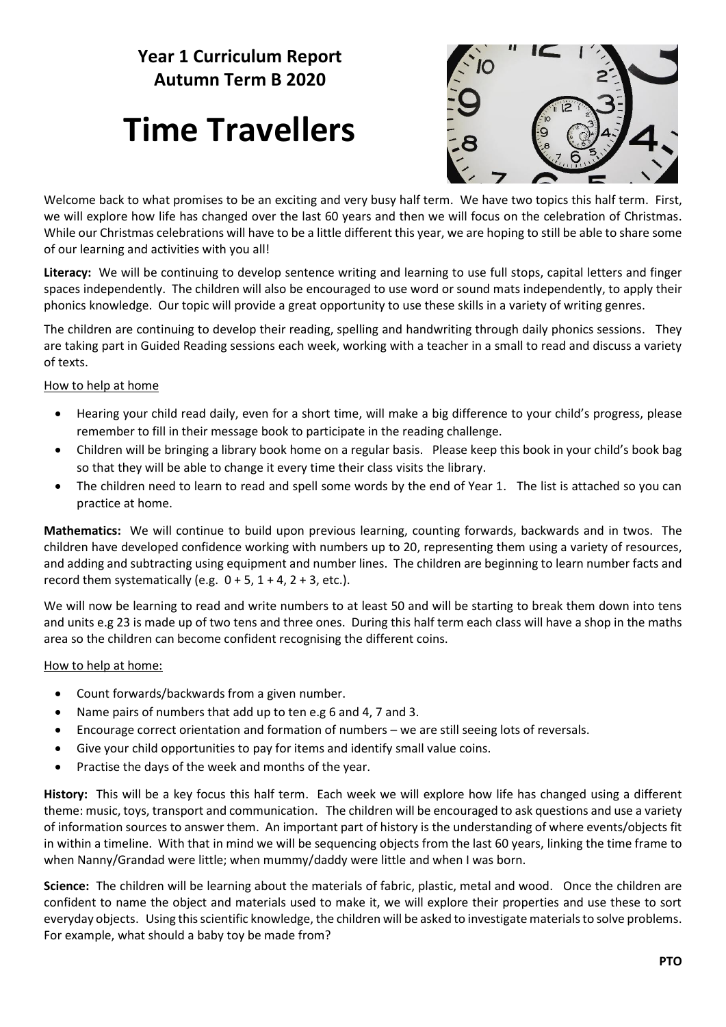# Year 1 Curriculum Report
## Autumn Term B 2020

# Time Travellers

Welcome back to what promises to be an exciting and very busy half term. We have two topics this half term. First, we will explore how life has changed over the last 60 years and then we will focus on the celebration of Christmas. While our Christmas celebrations will have to be a little different this year, we are hoping to still be able to share some of our learning and activities with you all!

**Literacy:** We will be continuing to develop sentence writing and learning to use full stops, capital letters and finger spaces independently. The children will also be encouraged to use word or sound mats independently, to apply their phonics knowledge. Our topic will provide a great opportunity to use these skills in a variety of writing genres.

The children are continuing to develop their reading, spelling and handwriting through daily phonics sessions. They are taking part in Guided Reading sessions each week, working with a teacher in a small to read and discuss a variety of texts.

How to help at home

- Hearing your child read daily, even for a short time, will make a big difference to your child's progress, please remember to fill in their message book to participate in the reading challenge.
- Children will be bringing a library book home on a regular basis. Please keep this book in your child's book bag so that they will be able to change it every time their class visits the library.
- The children need to learn to read and spell some words by the end of Year 1. The list is attached so you can practice at home.

**Mathematics:** We will continue to build upon previous learning, counting forwards, backwards and in twos. The children have developed confidence working with numbers up to 20, representing them using a variety of resources, and adding and subtracting using equipment and number lines. The children are beginning to learn number facts and record them systematically (e.g. 0 + 5, 1 + 4, 2 + 3, etc.).

We will now be learning to read and write numbers to at least 50 and will be starting to break them down into tens and units e.g 23 is made up of two tens and three ones. During this half term each class will have a shop in the maths area so the children can become confident recognising the different coins.

How to help at home:

- Count forwards/backwards from a given number.
- Name pairs of numbers that add up to ten e.g 6 and 4, 7 and 3.
- Encourage correct orientation and formation of numbers – we are still seeing lots of reversals.
- Give your child opportunities to pay for items and identify small value coins.
- Practise the days of the week and months of the year.

**History:** This will be a key focus this half term. Each week we will explore how life has changed using a different theme: music, toys, transport and communication. The children will be encouraged to ask questions and use a variety of information sources to answer them. An important part of history is the understanding of where events/objects fit in within a timeline. With that in mind we will be sequencing objects from the last 60 years, linking the time frame to when Nanny/Grandad were little; when mummy/daddy were little and when I was born.

**Science:** The children will be learning about the materials of fabric, plastic, metal and wood. Once the children are confident to name the object and materials used to make it, we will explore their properties and use these to sort everyday objects. Using this scientific knowledge, the children will be asked to investigate materials to solve problems. For example, what should a baby toy be made from?

**PTO**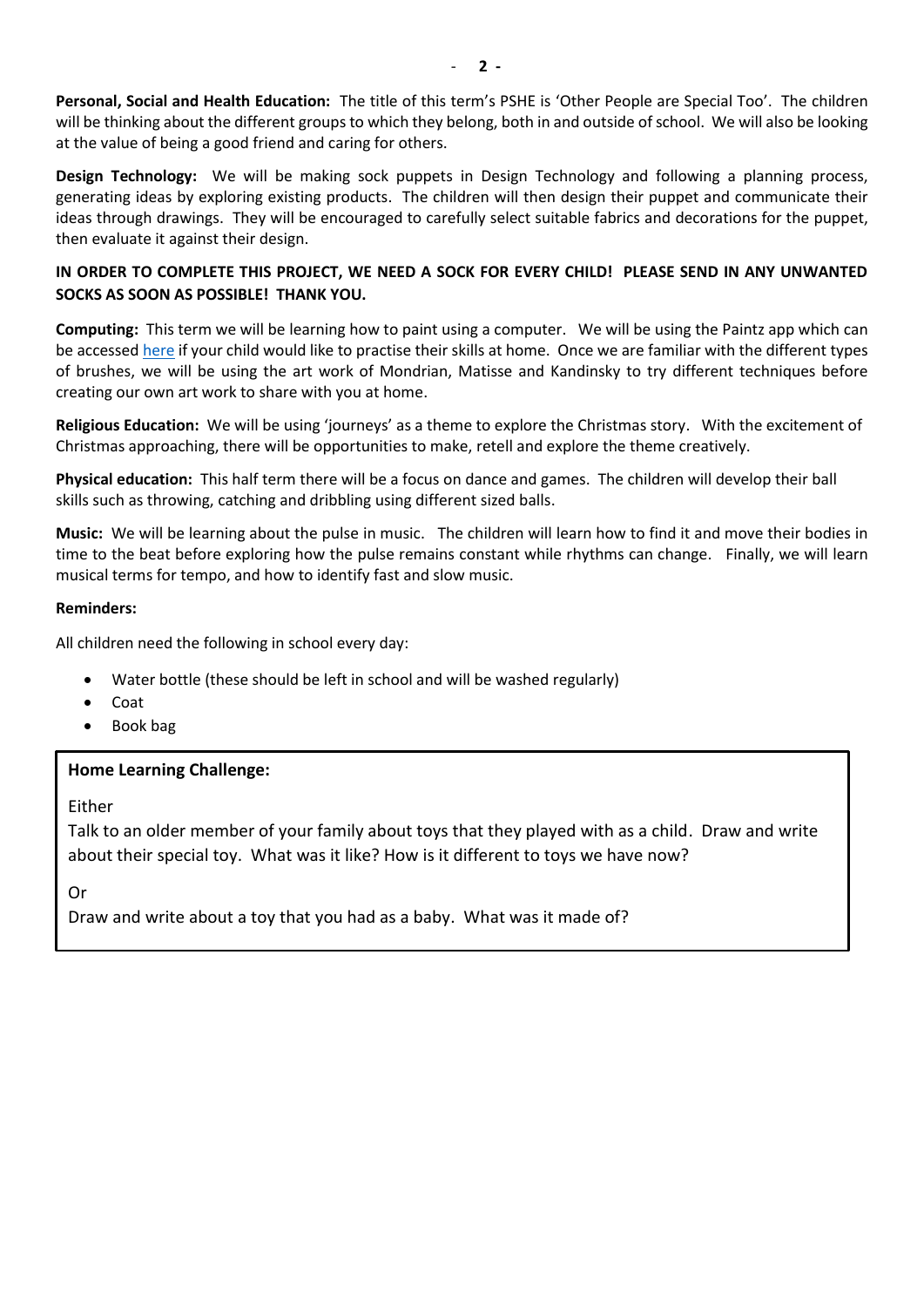**Personal, Social and Health Education:** The title of this term's PSHE is 'Other People are Special Too'. The children will be thinking about the different groups to which they belong, both in and outside of school. We will also be looking at the value of being a good friend and caring for others.

**Design Technology:** We will be making sock puppets in Design Technology and following a planning process, generating ideas by exploring existing products. The children will then design their puppet and communicate their ideas through drawings. They will be encouraged to carefully select suitable fabrics and decorations for the puppet, then evaluate it against their design.

**IN ORDER TO COMPLETE THIS PROJECT, WE NEED A SOCK FOR EVERY CHILD! PLEASE SEND IN ANY UNWANTED SOCKS AS SOON AS POSSIBLE! THANK YOU.**

**Computing:** This term we will be learning how to paint using a computer. We will be using the Paintz app which can be accessed here if your child would like to practise their skills at home. Once we are familiar with the different types of brushes, we will be using the art work of Mondrian, Matisse and Kandinsky to try different techniques before creating our own art work to share with you at home.

**Religious Education:** We will be using 'journeys' as a theme to explore the Christmas story. With the excitement of Christmas approaching, there will be opportunities to make, retell and explore the theme creatively.

**Physical education:** This half term there will be a focus on dance and games. The children will develop their ball skills such as throwing, catching and dribbling using different sized balls.

**Music:** We will be learning about the pulse in music. The children will learn how to find it and move their bodies in time to the beat before exploring how the pulse remains constant while rhythms can change. Finally, we will learn musical terms for tempo, and how to identify fast and slow music.

**Reminders:**

All children need the following in school every day:

- Water bottle (these should be left in school and will be washed regularly)
- Coat
- Book bag

**Home Learning Challenge:**

Either

Talk to an older member of your family about toys that they played with as a child. Draw and write about their special toy. What was it like? How is it different to toys we have now?

Or

Draw and write about a toy that you had as a baby. What was it made of?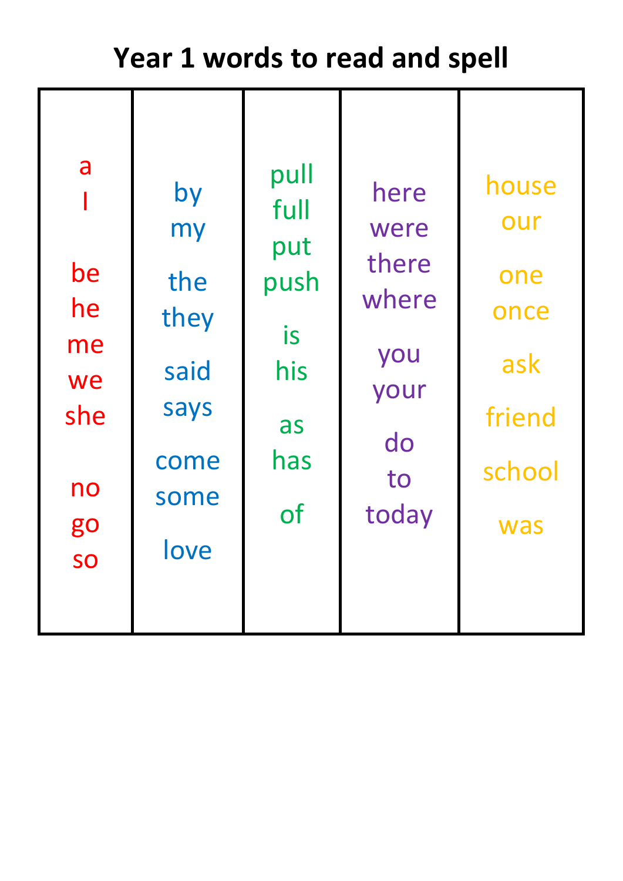# Year 1 words to read and spell

| | | | | |
|---|---|---|---|---|
| a<br>I<br><br>be<br>he<br>me<br>we<br>she<br><br>no<br>go<br>so | by<br>my<br><br>the<br>they<br><br>said<br>says<br><br>come<br>some<br><br>love | pull<br>full<br>put<br>push<br><br>is<br>his<br><br>as<br>has<br><br>of | here<br>were<br>there<br>where<br><br>you<br>your<br><br>do<br>to<br>today | house<br>our<br><br>one<br>once<br><br>ask<br><br>friend<br><br>school<br><br>was |